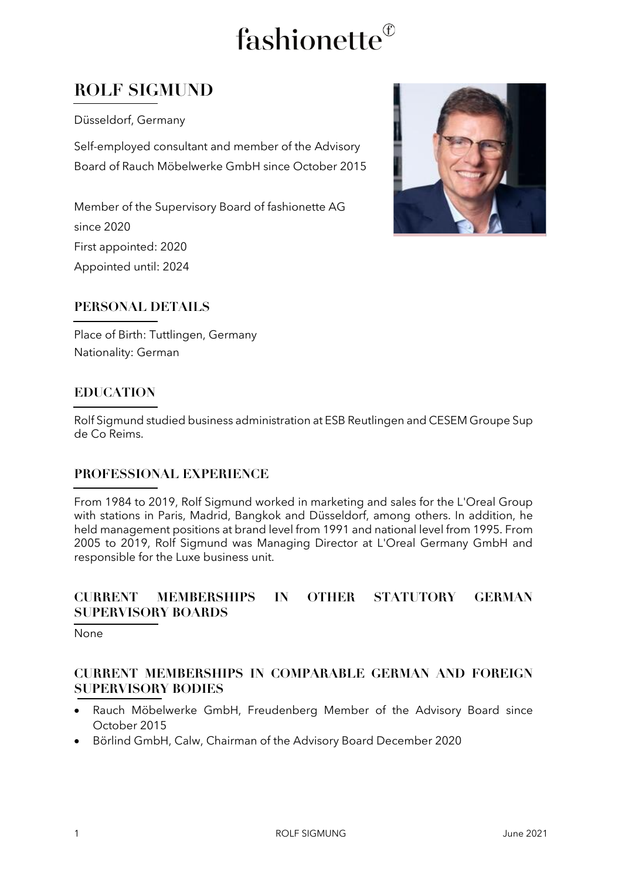# ROLF SIGMUND

Düsseldorf, Germany

Self-employed consultant and member of the Advisory Board of Rauch Möbelwerke GmbH since October 2015

Member of the Supervisory Board of fashionette AG since 2020
First appointed: 2020
Appointed until: 2024

## PERSONAL DETAILS

Place of Birth: Tuttlingen, Germany
Nationality: German

## EDUCATION

Rolf Sigmund studied business administration at ESB Reutlingen and CESEM Groupe Sup de Co Reims.

## PROFESSIONAL EXPERIENCE

From 1984 to 2019, Rolf Sigmund worked in marketing and sales for the L'Oreal Group with stations in Paris, Madrid, Bangkok and Düsseldorf, among others. In addition, he held management positions at brand level from 1991 and national level from 1995. From 2005 to 2019, Rolf Sigmund was Managing Director at L'Oreal Germany GmbH and responsible for the Luxe business unit.

## CURRENT MEMBERSHIPS IN OTHER STATUTORY GERMAN SUPERVISORY BOARDS

None

## CURRENT MEMBERSHIPS IN COMPARABLE GERMAN AND FOREIGN SUPERVISORY BODIES

- Rauch Möbelwerke GmbH, Freudenberg Member of the Advisory Board since October 2015
- Börlind GmbH, Calw, Chairman of the Advisory Board December 2020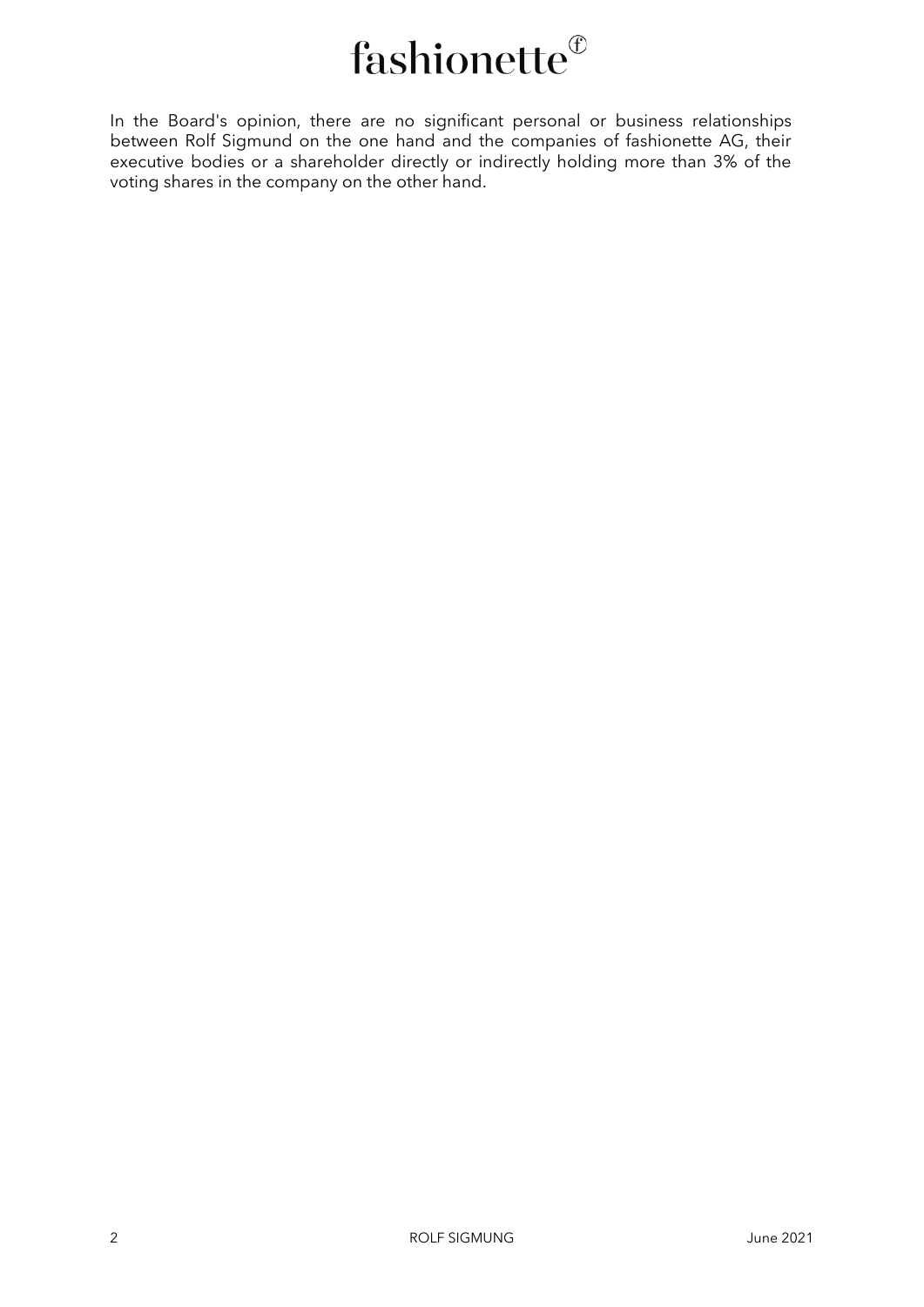In the Board's opinion, there are no significant personal or business relationships between Rolf Sigmund on the one hand and the companies of fashionette AG, their executive bodies or a shareholder directly or indirectly holding more than 3% of the voting shares in the company on the other hand.